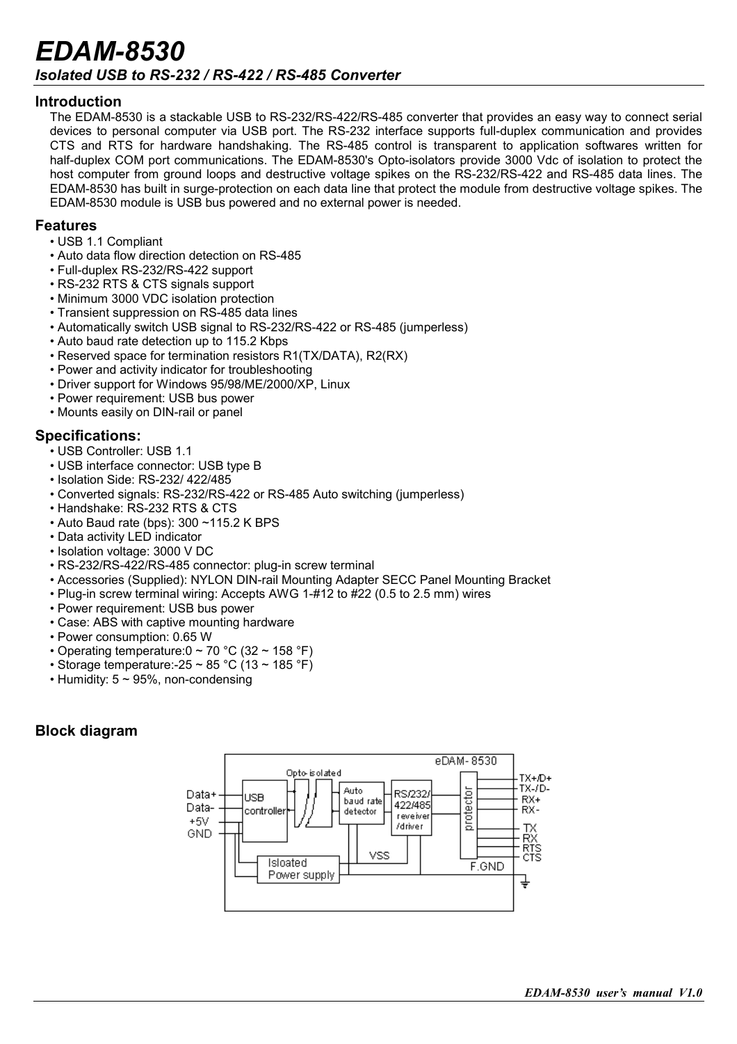# EDAM-8530

*Isolated USB to RS-232 / RS-422 / RS-485 Converter*

## Introduction

The EDAM-8530 is a stackable USB to RS-232/RS-422/RS-485 converter that provides an easy way to connect serial devices to personal computer via USB port. The RS-232 interface supports full-duplex communication and provides CTS and RTS for hardware handshaking. The RS-485 control is transparent to application softwares written for half-duplex COM port communications. The EDAM-8530's Opto-isolators provide 3000 Vdc of isolation to protect the host computer from ground loops and destructive voltage spikes on the RS-232/RS-422 and RS-485 data lines. The EDAM-8530 has built in surge-protection on each data line that protect the module from destructive voltage spikes. The EDAM-8530 module is USB bus powered and no external power is needed.

## Features

- USB 1.1 Compliant
- Auto data flow direction detection on RS-485
- Full-duplex RS-232/RS-422 support
- RS-232 RTS & CTS signals support
- Minimum 3000 VDC isolation protection
- Transient suppression on RS-485 data lines
- Automatically switch USB signal to RS-232/RS-422 or RS-485 (jumperless)
- Auto baud rate detection up to 115.2 Kbps
- Reserved space for termination resistors R1(TX/DATA), R2(RX)
- Power and activity indicator for troubleshooting
- Driver support for Windows 95/98/ME/2000/XP, Linux
- Power requirement: USB bus power
- Mounts easily on DIN-rail or panel

## Specifications:

- USB Controller: USB 1.1
- USB interface connector: USB type B
- Isolation Side: RS-232/ 422/485
- Converted signals: RS-232/RS-422 or RS-485 Auto switching (jumperless)
- Handshake: RS-232 RTS & CTS
- Auto Baud rate (bps): 300 ~115.2 K BPS
- Data activity LED indicator
- Isolation voltage: 3000 V DC
- RS-232/RS-422/RS-485 connector: plug-in screw terminal
- Accessories (Supplied): NYLON DIN-rail Mounting Adapter SECC Panel Mounting Bracket
- Plug-in screw terminal wiring: Accepts AWG 1-#12 to #22 (0.5 to 2.5 mm) wires
- Power requirement: USB bus power
- Case: ABS with captive mounting hardware
- Power consumption: 0.65 W
- Operating temperature:0 ~ 70 °C (32 ~ 158 °F)
- Storage temperature:-25 ~ 85 °C (13 ~ 185 °F)
- Humidity: 5 ~ 95%, non-condensing

## Block diagram

eDAM-8530

Data+, Data-, +5V, GND — USB controller — Opto-isolated — Auto baud rate detector — RS232/422/485 reveiver/driver — protector — TX+/D+, TX-/D-, RX+, RX-, TX, RX, RTS, CTS

Isloated Power supply — VSS — F.GND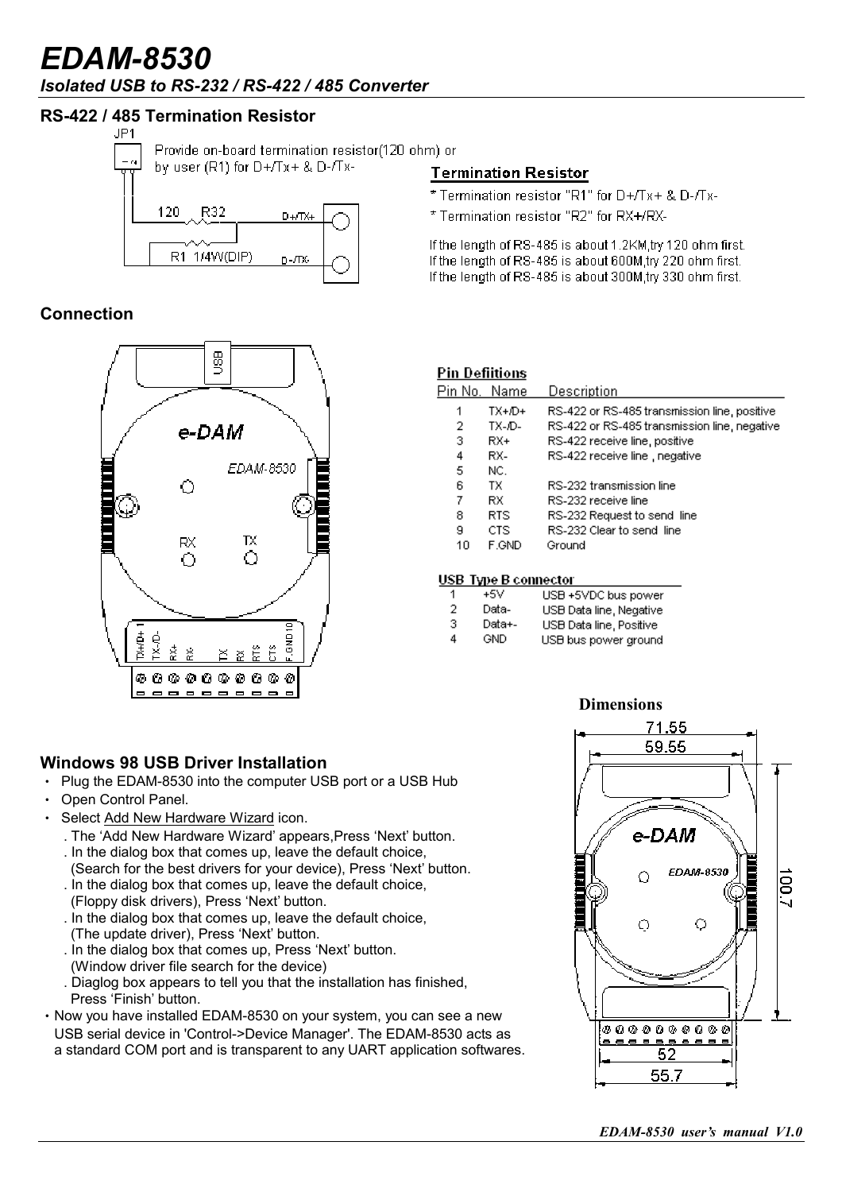# EDAM-8530

*Isolated USB to RS-232 / RS-422 / 485 Converter*

## RS-422 / 485 Termination Resistor

JP1

Provide on-board termination resistor(120 ohm) or by user (R1) for D+/Tx+ & D-/Tx-

120 R32

R1 1/4W(DIP)

D+/TX+

D-/TX-

**Termination Resistor**

* Termination resistor "R1" for D+/Tx+ & D-/Tx-
* Termination resistor "R2" for RX+/RX-

If the length of RS-485 is about 1.2KM,try 120 ohm first.
If the length of RS-485 is about 600M,try 220 ohm first.
If the length of RS-485 is about 300M,try 330 ohm first.

## Connection

USB

e-DAM

EDAM-8530

RX TX

TX+/D+ 1, TX-/D-, RX+, RX-, TX, RX, RTS, CTS, F.GND 10

**Pin Defiitions**

| Pin No. | Name | Description |
|---|---|---|
| 1 | TX+/D+ | RS-422 or RS-485 transmission line, positive |
| 2 | TX-/D- | RS-422 or RS-485 transmission line, negative |
| 3 | RX+ | RS-422 receive line, positive |
| 4 | RX- | RS-422 receive line , negative |
| 5 | NC. | |
| 6 | TX | RS-232 transmission line |
| 7 | RX | RS-232 receive line |
| 8 | RTS | RS-232 Request to send line |
| 9 | CTS | RS-232 Clear to send line |
| 10 | F.GND | Ground |

**USB Type B connector**

| | | |
|---|---|---|
| 1 | +5V | USB +5VDC bus power |
| 2 | Data- | USB Data line, Negative |
| 3 | Data+- | USB Data line, Positive |
| 4 | GND | USB bus power ground |

**Dimensions**

71.55
59.55
100.7
52
55.7

## Windows 98 USB Driver Installation

- Plug the EDAM-8530 into the computer USB port or a USB Hub
- Open Control Panel.
- Select Add New Hardware Wizard icon.
  - . The 'Add New Hardware Wizard' appears,Press 'Next' button.
  - . In the dialog box that comes up, leave the default choice, (Search for the best drivers for your device), Press 'Next' button.
  - . In the dialog box that comes up, leave the default choice, (Floppy disk drivers), Press 'Next' button.
  - . In the dialog box that comes up, leave the default choice, (The update driver), Press 'Next' button.
  - . In the dialog box that comes up, Press 'Next' button. (Window driver file search for the device)
  - . Diaglog box appears to tell you that the installation has finished, Press 'Finish' button.
- Now you have installed EDAM-8530 on your system, you can see a new USB serial device in 'Control->Device Manager'. The EDAM-8530 acts as a standard COM port and is transparent to any UART application softwares.